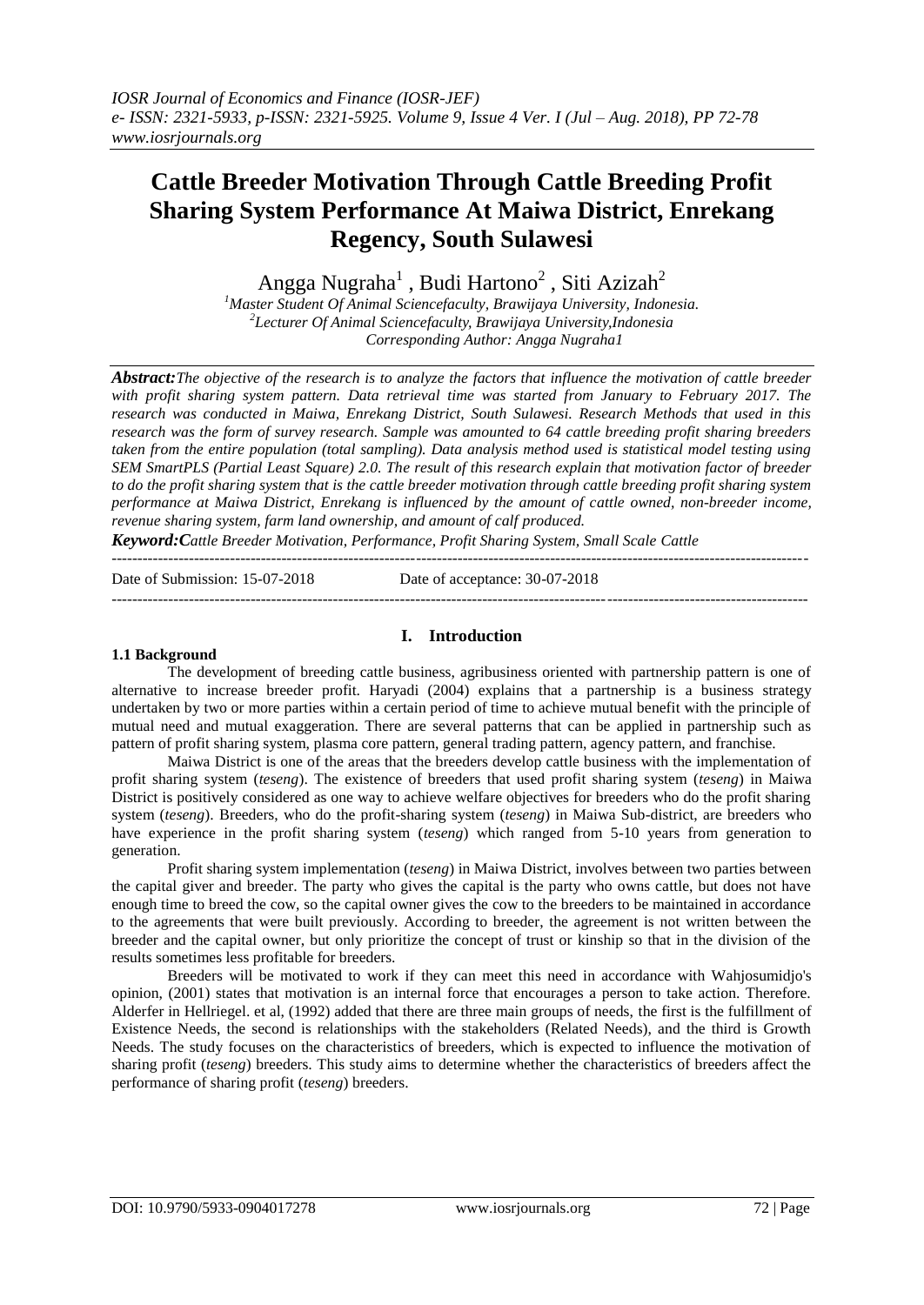# Cattle Breeder Motivation Through Cattle Breeding Profit Sharing System Performance At Maiwa District, Enrekang Regency, South Sulawesi

Angga Nugraha[1] , Budi Hartono[2] , Siti Azizah[2]

*[1]Master Student Of Animal Sciencefaculty, Brawijaya University, Indonesia.*
*[2]Lecturer Of Animal Sciencefaculty, Brawijaya University,Indonesia*
*Corresponding Author: Angga Nugraha1*

***Abstract:****The objective of the research is to analyze the factors that influence the motivation of cattle breeder with profit sharing system pattern. Data retrieval time was started from January to February 2017. The research was conducted in Maiwa, Enrekang District, South Sulawesi. Research Methods that used in this research was the form of survey research. Sample was amounted to 64 cattle breeding profit sharing breeders taken from the entire population (total sampling). Data analysis method used is statistical model testing using SEM SmartPLS (Partial Least Square) 2.0. The result of this research explain that motivation factor of breeder to do the profit sharing system that is the cattle breeder motivation through cattle breeding profit sharing system performance at Maiwa District, Enrekang is influenced by the amount of cattle owned, non-breeder income, revenue sharing system, farm land ownership, and amount of calf produced.*

***Keyword:C****attle Breeder Motivation, Performance, Profit Sharing System, Small Scale Cattle*

Date of Submission: 15-07-2018 Date of acceptance: 30-07-2018

## I. Introduction

### 1.1 Background

The development of breeding cattle business, agribusiness oriented with partnership pattern is one of alternative to increase breeder profit. Haryadi (2004) explains that a partnership is a business strategy undertaken by two or more parties within a certain period of time to achieve mutual benefit with the principle of mutual need and mutual exaggeration. There are several patterns that can be applied in partnership such as pattern of profit sharing system, plasma core pattern, general trading pattern, agency pattern, and franchise.

Maiwa District is one of the areas that the breeders develop cattle business with the implementation of profit sharing system (*teseng*). The existence of breeders that used profit sharing system (*teseng*) in Maiwa District is positively considered as one way to achieve welfare objectives for breeders who do the profit sharing system (*teseng*). Breeders, who do the profit-sharing system (*teseng*) in Maiwa Sub-district, are breeders who have experience in the profit sharing system (*teseng*) which ranged from 5-10 years from generation to generation.

Profit sharing system implementation (*teseng*) in Maiwa District, involves between two parties between the capital giver and breeder. The party who gives the capital is the party who owns cattle, but does not have enough time to breed the cow, so the capital owner gives the cow to the breeders to be maintained in accordance to the agreements that were built previously. According to breeder, the agreement is not written between the breeder and the capital owner, but only prioritize the concept of trust or kinship so that in the division of the results sometimes less profitable for breeders.

Breeders will be motivated to work if they can meet this need in accordance with Wahjosumidjo's opinion, (2001) states that motivation is an internal force that encourages a person to take action. Therefore. Alderfer in Hellriegel. et al, (1992) added that there are three main groups of needs, the first is the fulfillment of Existence Needs, the second is relationships with the stakeholders (Related Needs), and the third is Growth Needs. The study focuses on the characteristics of breeders, which is expected to influence the motivation of sharing profit (*teseng*) breeders. This study aims to determine whether the characteristics of breeders affect the performance of sharing profit (*teseng*) breeders.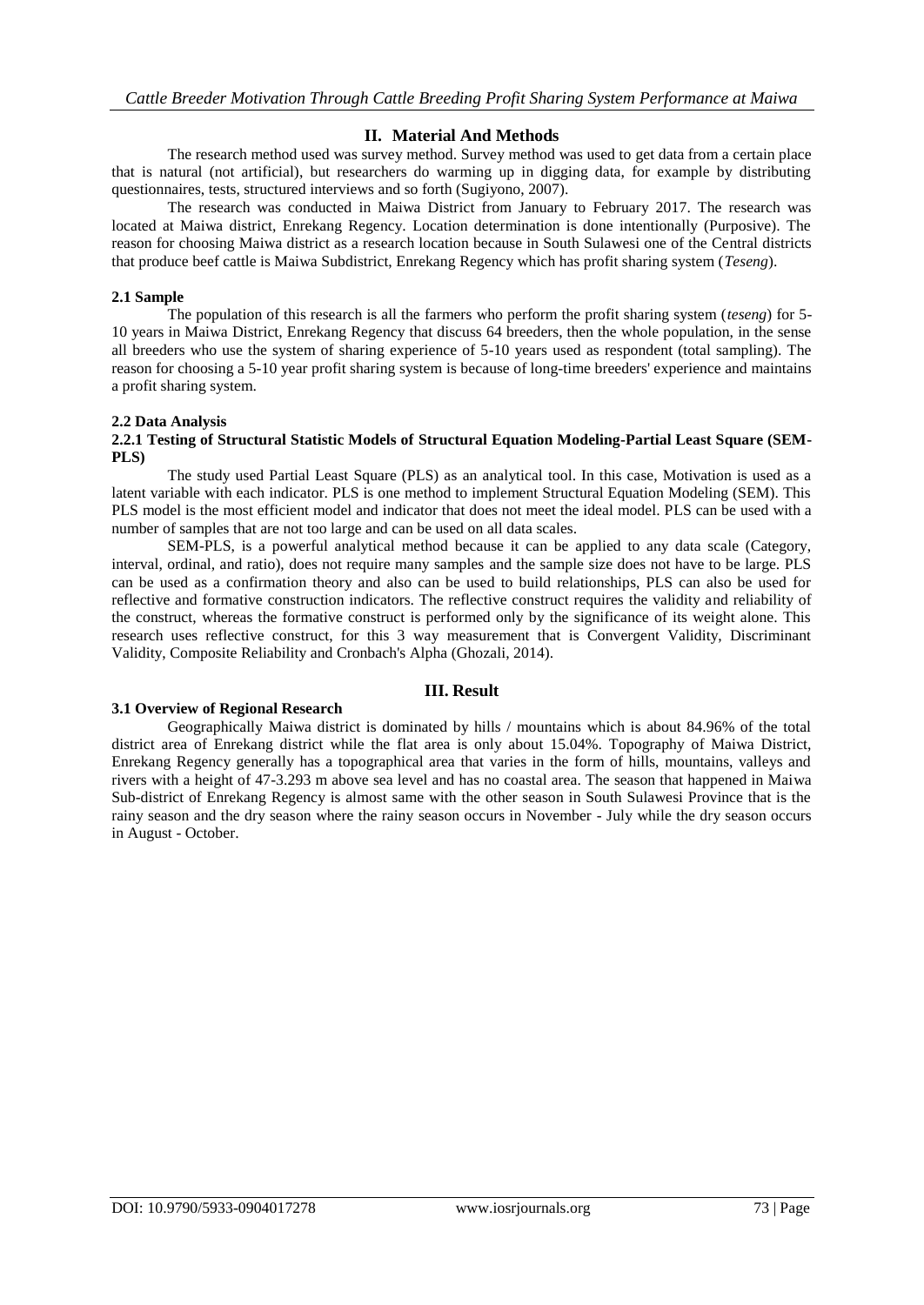## II. Material And Methods

The research method used was survey method. Survey method was used to get data from a certain place that is natural (not artificial), but researchers do warming up in digging data, for example by distributing questionnaires, tests, structured interviews and so forth (Sugiyono, 2007).

The research was conducted in Maiwa District from January to February 2017. The research was located at Maiwa district, Enrekang Regency. Location determination is done intentionally (Purposive). The reason for choosing Maiwa district as a research location because in South Sulawesi one of the Central districts that produce beef cattle is Maiwa Subdistrict, Enrekang Regency which has profit sharing system (*Teseng*).

### 2.1 Sample

The population of this research is all the farmers who perform the profit sharing system (*teseng*) for 5-10 years in Maiwa District, Enrekang Regency that discuss 64 breeders, then the whole population, in the sense all breeders who use the system of sharing experience of 5-10 years used as respondent (total sampling). The reason for choosing a 5-10 year profit sharing system is because of long-time breeders' experience and maintains a profit sharing system.

### 2.2 Data Analysis

#### 2.2.1 Testing of Structural Statistic Models of Structural Equation Modeling-Partial Least Square (SEM-PLS)

The study used Partial Least Square (PLS) as an analytical tool. In this case, Motivation is used as a latent variable with each indicator. PLS is one method to implement Structural Equation Modeling (SEM). This PLS model is the most efficient model and indicator that does not meet the ideal model. PLS can be used with a number of samples that are not too large and can be used on all data scales.

SEM-PLS, is a powerful analytical method because it can be applied to any data scale (Category, interval, ordinal, and ratio), does not require many samples and the sample size does not have to be large. PLS can be used as a confirmation theory and also can be used to build relationships, PLS can also be used for reflective and formative construction indicators. The reflective construct requires the validity and reliability of the construct, whereas the formative construct is performed only by the significance of its weight alone. This research uses reflective construct, for this 3 way measurement that is Convergent Validity, Discriminant Validity, Composite Reliability and Cronbach's Alpha (Ghozali, 2014).

## III. Result

### 3.1 Overview of Regional Research

Geographically Maiwa district is dominated by hills / mountains which is about 84.96% of the total district area of Enrekang district while the flat area is only about 15.04%. Topography of Maiwa District, Enrekang Regency generally has a topographical area that varies in the form of hills, mountains, valleys and rivers with a height of 47-3.293 m above sea level and has no coastal area. The season that happened in Maiwa Sub-district of Enrekang Regency is almost same with the other season in South Sulawesi Province that is the rainy season and the dry season where the rainy season occurs in November - July while the dry season occurs in August - October.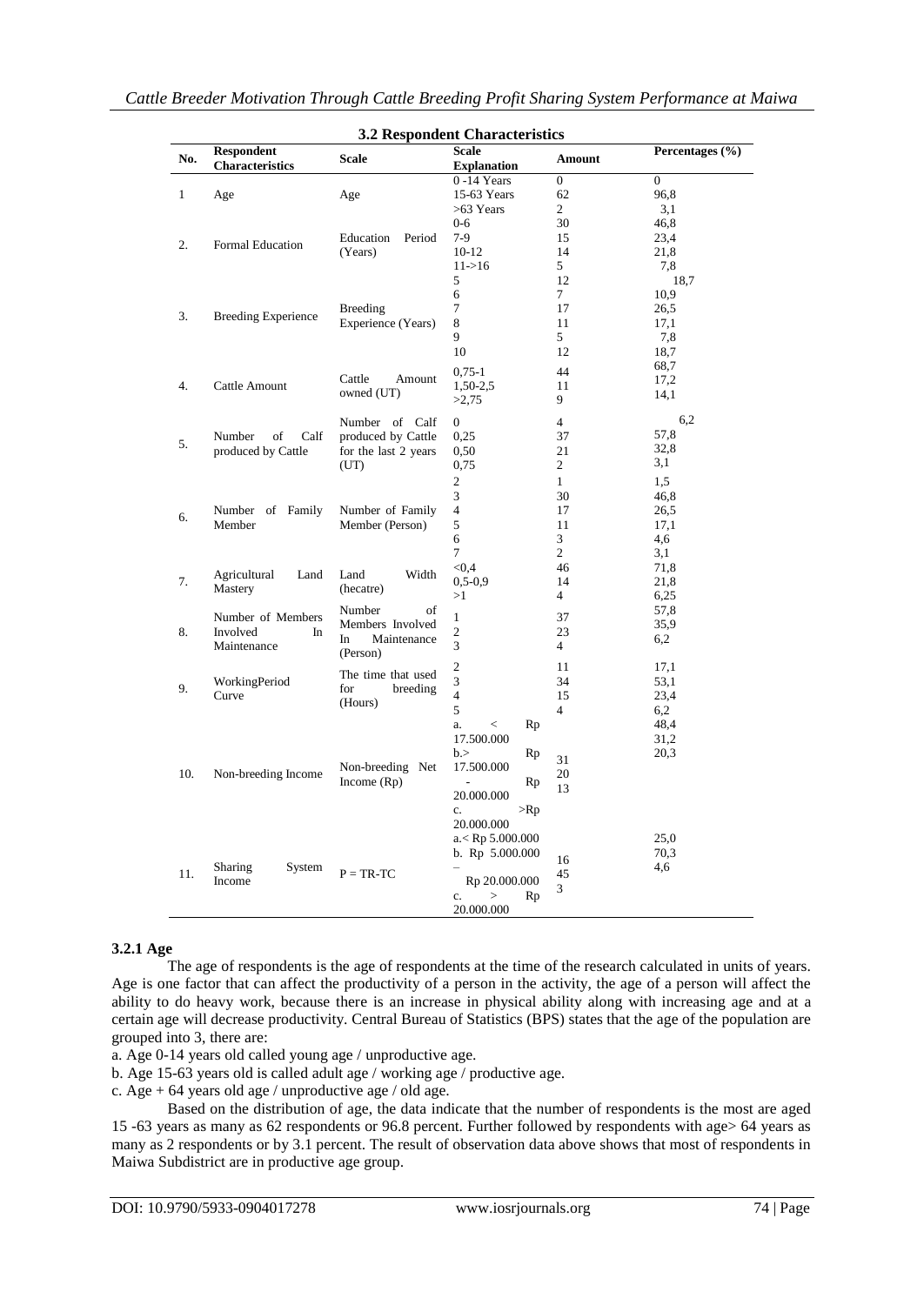**3.2 Respondent Characteristics**

| No. | Respondent Characteristics | Scale | Scale Explanation | Amount | Percentages (%) |
|---|---|---|---|---|---|
| 1 | Age | Age | 0 -14 Years | 0 | 0 |
| | | | 15-63 Years | 62 | 96,8 |
| | | | >63 Years | 2 | 3,1 |
| 2. | Formal Education | Education Period (Years) | 0-6 | 30 | 46,8 |
| | | | 7-9 | 15 | 23,4 |
| | | | 10-12 | 14 | 21,8 |
| | | | 11->16 | 5 | 7,8 |
| 3. | Breeding Experience | Breeding Experience (Years) | 5 | 12 | 18,7 |
| | | | 6 | 7 | 10,9 |
| | | | 7 | 17 | 26,5 |
| | | | 8 | 11 | 17,1 |
| | | | 9 | 5 | 7,8 |
| | | | 10 | 12 | 18,7 |
| 4. | Cattle Amount | Cattle Amount owned (UT) | 0,75-1 | 44 | 68,7 |
| | | | 1,50-2,5 | 11 | 17,2 |
| | | | >2,75 | 9 | 14,1 |
| 5. | Number of Calf produced by Cattle | Number of Calf produced by Cattle for the last 2 years (UT) | 0 | 4 | 6,2 |
| | | | 0,25 | 37 | 57,8 |
| | | | 0,50 | 21 | 32,8 |
| | | | 0,75 | 2 | 3,1 |
| 6. | Number of Family Member | Number of Family Member (Person) | 2 | 1 | 1,5 |
| | | | 3 | 30 | 46,8 |
| | | | 4 | 17 | 26,5 |
| | | | 5 | 11 | 17,1 |
| | | | 6 | 3 | 4,6 |
| | | | 7 | 2 | 3,1 |
| 7. | Agricultural Land Mastery | Land Width (hecatre) | <0,4 | 46 | 71,8 |
| | | | 0,5-0,9 | 14 | 21,8 |
| | | | >1 | 4 | 6,25 |
| 8. | Number of Members Involved In Maintenance | Number of Members Involved In Maintenance (Person) | 1 | 37 | 57,8 |
| | | | 2 | 23 | 35,9 |
| | | | 3 | 4 | 6,2 |
| 9. | WorkingPeriod Curve | The time that used for breeding (Hours) | 2 | 11 | 17,1 |
| | | | 3 | 34 | 53,1 |
| | | | 4 | 15 | 23,4 |
| | | | 5 | 4 | 6,2 |
| 10. | Non-breeding Income | Non-breeding Net Income (Rp) | a. < Rp 17.500.000 | 31 | 48,4 |
| | | | b.> Rp 17.500.000 - Rp 20.000.000 | 20 | 31,2 |
| | | | c. >Rp 20.000.000 | 13 | 20,3 |
| 11. | Sharing System Income | P = TR-TC | a.< Rp 5.000.000 | 16 | 25,0 |
| | | | b. Rp 5.000.000 – Rp 20.000.000 | 45 | 70,3 |
| | | | c. > Rp 20.000.000 | 3 | 4,6 |

### 3.2.1 Age

The age of respondents is the age of respondents at the time of the research calculated in units of years. Age is one factor that can affect the productivity of a person in the activity, the age of a person will affect the ability to do heavy work, because there is an increase in physical ability along with increasing age and at a certain age will decrease productivity. Central Bureau of Statistics (BPS) states that the age of the population are grouped into 3, there are:

a. Age 0-14 years old called young age / unproductive age.

b. Age 15-63 years old is called adult age / working age / productive age.

c. Age + 64 years old age / unproductive age / old age.

Based on the distribution of age, the data indicate that the number of respondents is the most are aged 15 -63 years as many as 62 respondents or 96.8 percent. Further followed by respondents with age> 64 years as many as 2 respondents or by 3.1 percent. The result of observation data above shows that most of respondents in Maiwa Subdistrict are in productive age group.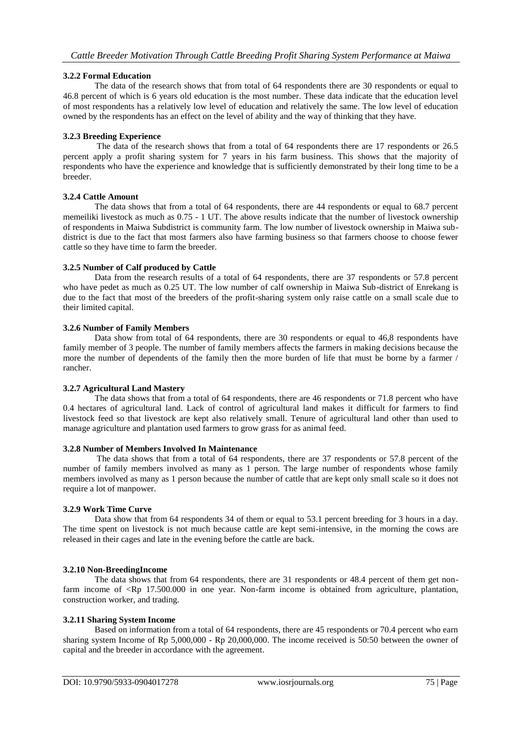### 3.2.2 Formal Education

The data of the research shows that from total of 64 respondents there are 30 respondents or equal to 46.8 percent of which is 6 years old education is the most number. These data indicate that the education level of most respondents has a relatively low level of education and relatively the same. The low level of education owned by the respondents has an effect on the level of ability and the way of thinking that they have.

### 3.2.3 Breeding Experience

The data of the research shows that from a total of 64 respondents there are 17 respondents or 26.5 percent apply a profit sharing system for 7 years in his farm business. This shows that the majority of respondents who have the experience and knowledge that is sufficiently demonstrated by their long time to be a breeder.

### 3.2.4 Cattle Amount

The data shows that from a total of 64 respondents, there are 44 respondents or equal to 68.7 percent memeiliki livestock as much as 0.75 - 1 UT. The above results indicate that the number of livestock ownership of respondents in Maiwa Subdistrict is community farm. The low number of livestock ownership in Maiwa sub-district is due to the fact that most farmers also have farming business so that farmers choose to choose fewer cattle so they have time to farm the breeder.

### 3.2.5 Number of Calf produced by Cattle

Data from the research results of a total of 64 respondents, there are 37 respondents or 57.8 percent who have pedet as much as 0.25 UT. The low number of calf ownership in Maiwa Sub-district of Enrekang is due to the fact that most of the breeders of the profit-sharing system only raise cattle on a small scale due to their limited capital.

### 3.2.6 Number of Family Members

Data show from total of 64 respondents, there are 30 respondents or equal to 46,8 respondents have family member of 3 people. The number of family members affects the farmers in making decisions because the more the number of dependents of the family then the more burden of life that must be borne by a farmer / rancher.

### 3.2.7 Agricultural Land Mastery

The data shows that from a total of 64 respondents, there are 46 respondents or 71.8 percent who have 0.4 hectares of agricultural land. Lack of control of agricultural land makes it difficult for farmers to find livestock feed so that livestock are kept also relatively small. Tenure of agricultural land other than used to manage agriculture and plantation used farmers to grow grass for as animal feed.

### 3.2.8 Number of Members Involved In Maintenance

The data shows that from a total of 64 respondents, there are 37 respondents or 57.8 percent of the number of family members involved as many as 1 person. The large number of respondents whose family members involved as many as 1 person because the number of cattle that are kept only small scale so it does not require a lot of manpower.

### 3.2.9 Work Time Curve

Data show that from 64 respondents 34 of them or equal to 53.1 percent breeding for 3 hours in a day. The time spent on livestock is not much because cattle are kept semi-intensive, in the morning the cows are released in their cages and late in the evening before the cattle are back.

### 3.2.10 Non-BreedingIncome

The data shows that from 64 respondents, there are 31 respondents or 48.4 percent of them get non-farm income of <Rp 17.500.000 in one year. Non-farm income is obtained from agriculture, plantation, construction worker, and trading.

### 3.2.11 Sharing System Income

Based on information from a total of 64 respondents, there are 45 respondents or 70.4 percent who earn sharing system Income of Rp 5,000,000 - Rp 20,000,000. The income received is 50:50 between the owner of capital and the breeder in accordance with the agreement.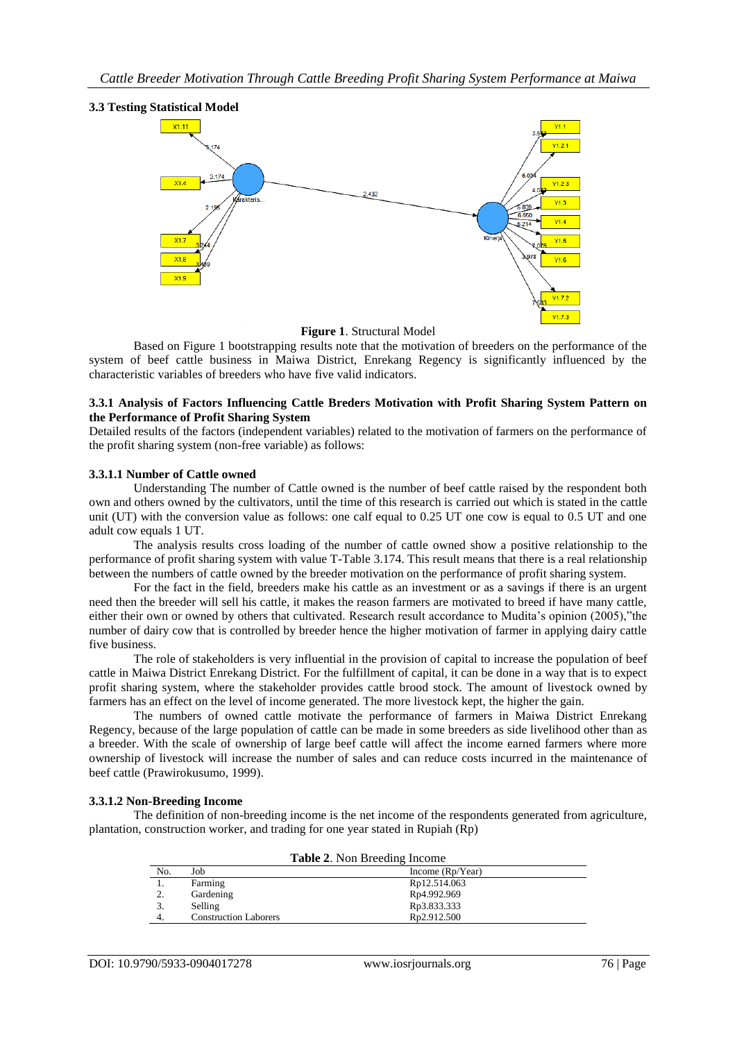### 3.3 Testing Statistical Model

**Figure 1**. Structural Model

Based on Figure 1 bootstrapping results note that the motivation of breeders on the performance of the system of beef cattle business in Maiwa District, Enrekang Regency is significantly influenced by the characteristic variables of breeders who have five valid indicators.

#### 3.3.1 Analysis of Factors Influencing Cattle Breders Motivation with Profit Sharing System Pattern on the Performance of Profit Sharing System

Detailed results of the factors (independent variables) related to the motivation of farmers on the performance of the profit sharing system (non-free variable) as follows:

##### 3.3.1.1 Number of Cattle owned

Understanding The number of Cattle owned is the number of beef cattle raised by the respondent both own and others owned by the cultivators, until the time of this research is carried out which is stated in the cattle unit (UT) with the conversion value as follows: one calf equal to 0.25 UT one cow is equal to 0.5 UT and one adult cow equals 1 UT.

The analysis results cross loading of the number of cattle owned show a positive relationship to the performance of profit sharing system with value T-Table 3.174. This result means that there is a real relationship between the numbers of cattle owned by the breeder motivation on the performance of profit sharing system.

For the fact in the field, breeders make his cattle as an investment or as a savings if there is an urgent need then the breeder will sell his cattle, it makes the reason farmers are motivated to breed if have many cattle, either their own or owned by others that cultivated. Research result accordance to Mudita's opinion (2005),"the number of dairy cow that is controlled by breeder hence the higher motivation of farmer in applying dairy cattle five business.

The role of stakeholders is very influential in the provision of capital to increase the population of beef cattle in Maiwa District Enrekang District. For the fulfillment of capital, it can be done in a way that is to expect profit sharing system, where the stakeholder provides cattle brood stock. The amount of livestock owned by farmers has an effect on the level of income generated. The more livestock kept, the higher the gain.

The numbers of owned cattle motivate the performance of farmers in Maiwa District Enrekang Regency, because of the large population of cattle can be made in some breeders as side livelihood other than as a breeder. With the scale of ownership of large beef cattle will affect the income earned farmers where more ownership of livestock will increase the number of sales and can reduce costs incurred in the maintenance of beef cattle (Prawirokusumo, 1999).

##### 3.3.1.2 Non-Breeding Income

The definition of non-breeding income is the net income of the respondents generated from agriculture, plantation, construction worker, and trading for one year stated in Rupiah (Rp)

**Table 2**. Non Breeding Income

| No. | Job | Income (Rp/Year) |
|---|---|---|
| 1. | Farming | Rp12.514.063 |
| 2. | Gardening | Rp4.992.969 |
| 3. | Selling | Rp3.833.333 |
| 4. | Construction Laborers | Rp2.912.500 |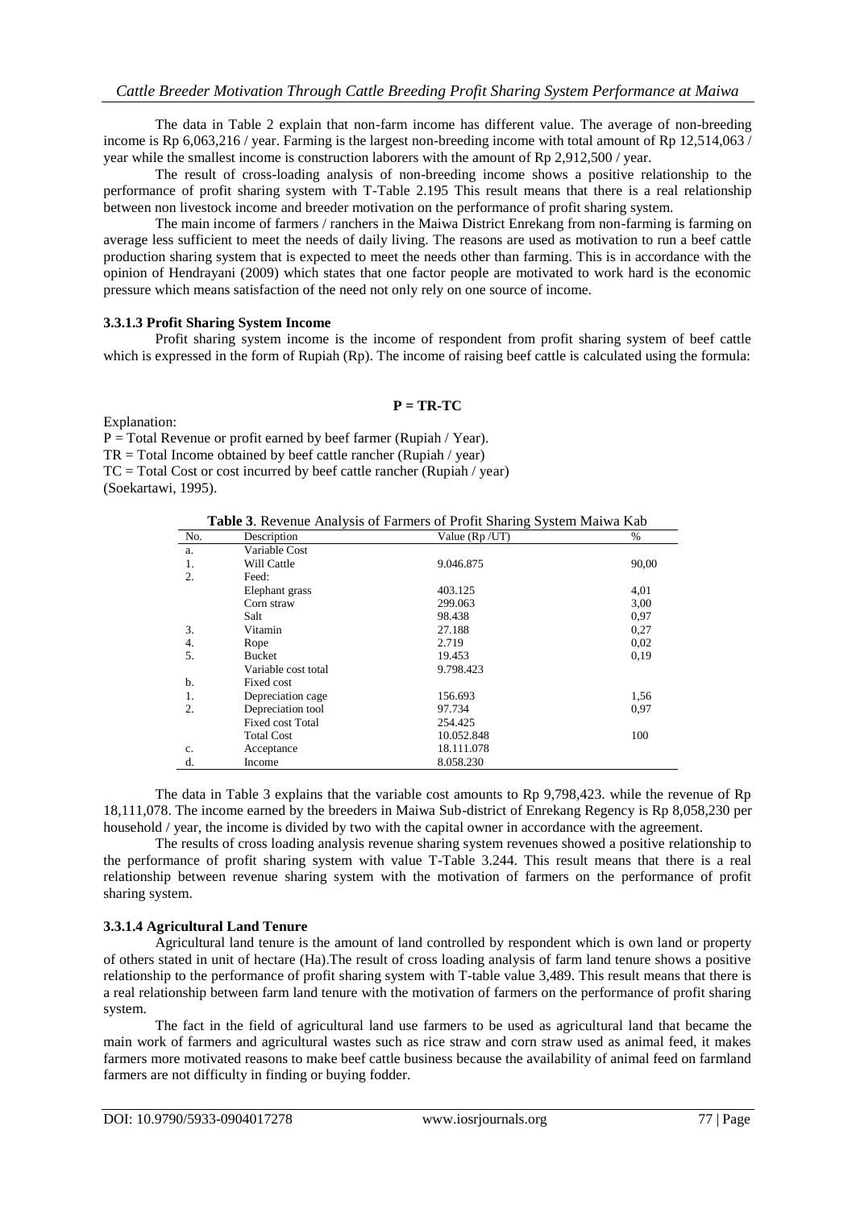The data in Table 2 explain that non-farm income has different value. The average of non-breeding income is Rp 6,063,216 / year. Farming is the largest non-breeding income with total amount of Rp 12,514,063 / year while the smallest income is construction laborers with the amount of Rp 2,912,500 / year.

The result of cross-loading analysis of non-breeding income shows a positive relationship to the performance of profit sharing system with T-Table 2.195 This result means that there is a real relationship between non livestock income and breeder motivation on the performance of profit sharing system.

The main income of farmers / ranchers in the Maiwa District Enrekang from non-farming is farming on average less sufficient to meet the needs of daily living. The reasons are used as motivation to run a beef cattle production sharing system that is expected to meet the needs other than farming. This is in accordance with the opinion of Hendrayani (2009) which states that one factor people are motivated to work hard is the economic pressure which means satisfaction of the need not only rely on one source of income.

#### 3.3.1.3 Profit Sharing System Income

Profit sharing system income is the income of respondent from profit sharing system of beef cattle which is expressed in the form of Rupiah (Rp). The income of raising beef cattle is calculated using the formula:

$$P = TR - TC$$

Explanation:

P = Total Revenue or profit earned by beef farmer (Rupiah / Year).
TR = Total Income obtained by beef cattle rancher (Rupiah / year)
TC = Total Cost or cost incurred by beef cattle rancher (Rupiah / year)
(Soekartawi, 1995).

**Table 3**. Revenue Analysis of Farmers of Profit Sharing System Maiwa Kab

| No. | Description | Value (Rp /UT) | % |
|---|---|---|---|
| a. | Variable Cost | | |
| 1. | Will Cattle | 9.046.875 | 90,00 |
| 2. | Feed: | | |
| | Elephant grass | 403.125 | 4,01 |
| | Corn straw | 299.063 | 3,00 |
| | Salt | 98.438 | 0,97 |
| 3. | Vitamin | 27.188 | 0,27 |
| 4. | Rope | 2.719 | 0,02 |
| 5. | Bucket | 19.453 | 0,19 |
| | Variable cost total | 9.798.423 | |
| b. | Fixed cost | | |
| 1. | Depreciation cage | 156.693 | 1,56 |
| 2. | Depreciation tool | 97.734 | 0,97 |
| | Fixed cost Total | 254.425 | |
| | Total Cost | 10.052.848 | 100 |
| c. | Acceptance | 18.111.078 | |
| d. | Income | 8.058.230 | |

The data in Table 3 explains that the variable cost amounts to Rp 9,798,423. while the revenue of Rp 18,111,078. The income earned by the breeders in Maiwa Sub-district of Enrekang Regency is Rp 8,058,230 per household / year, the income is divided by two with the capital owner in accordance with the agreement.

The results of cross loading analysis revenue sharing system revenues showed a positive relationship to the performance of profit sharing system with value T-Table 3.244. This result means that there is a real relationship between revenue sharing system with the motivation of farmers on the performance of profit sharing system.

#### 3.3.1.4 Agricultural Land Tenure

Agricultural land tenure is the amount of land controlled by respondent which is own land or property of others stated in unit of hectare (Ha).The result of cross loading analysis of farm land tenure shows a positive relationship to the performance of profit sharing system with T-table value 3,489. This result means that there is a real relationship between farm land tenure with the motivation of farmers on the performance of profit sharing system.

The fact in the field of agricultural land use farmers to be used as agricultural land that became the main work of farmers and agricultural wastes such as rice straw and corn straw used as animal feed, it makes farmers more motivated reasons to make beef cattle business because the availability of animal feed on farmland farmers are not difficulty in finding or buying fodder.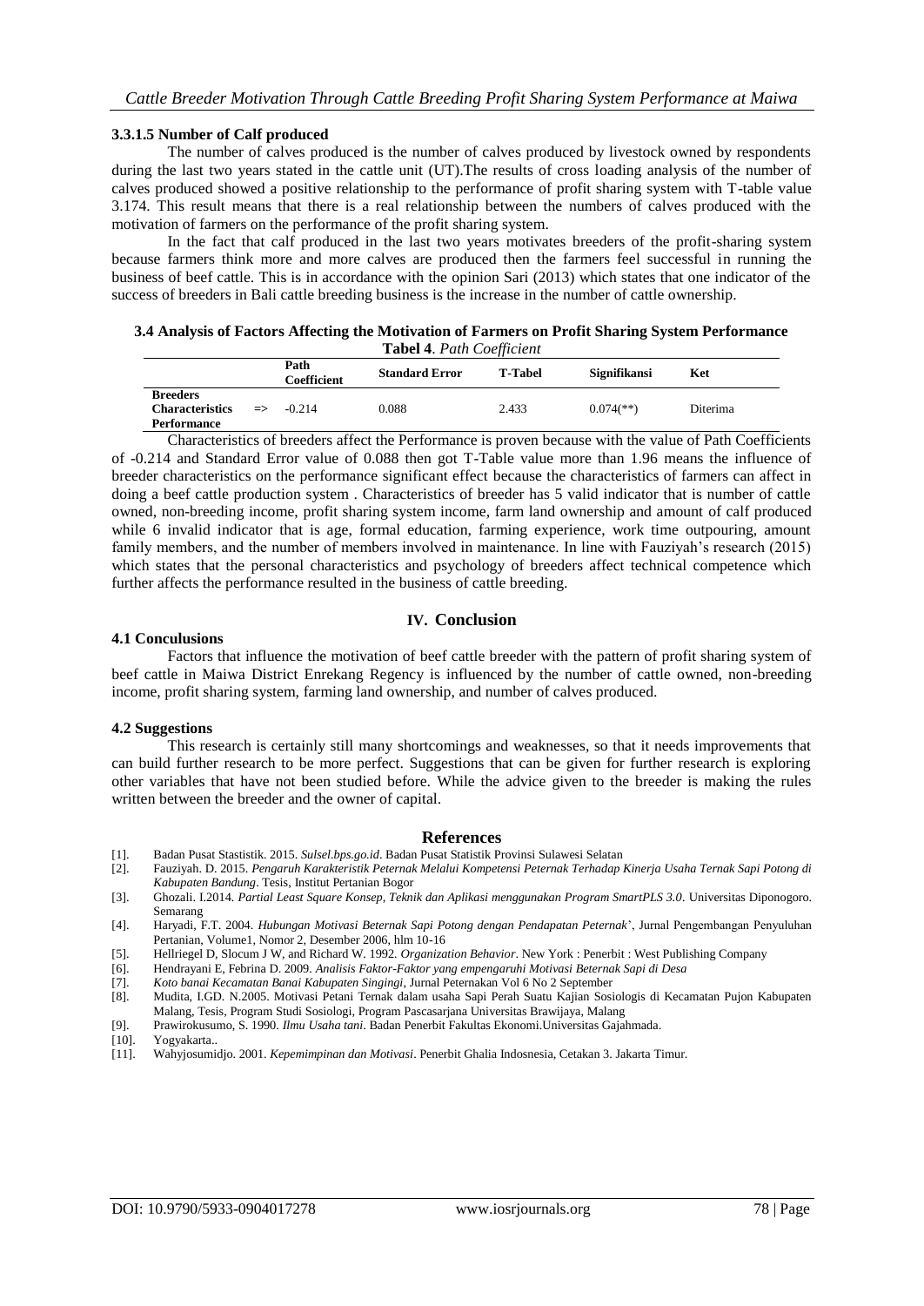### 3.3.1.5 Number of Calf produced

The number of calves produced is the number of calves produced by livestock owned by respondents during the last two years stated in the cattle unit (UT).The results of cross loading analysis of the number of calves produced showed a positive relationship to the performance of profit sharing system with T-table value 3.174. This result means that there is a real relationship between the numbers of calves produced with the motivation of farmers on the performance of the profit sharing system.

In the fact that calf produced in the last two years motivates breeders of the profit-sharing system because farmers think more and more calves are produced then the farmers feel successful in running the business of beef cattle. This is in accordance with the opinion Sari (2013) which states that one indicator of the success of breeders in Bali cattle breeding business is the increase in the number of cattle ownership.

### 3.4 Analysis of Factors Affecting the Motivation of Farmers on Profit Sharing System Performance

**Tabel 4**. *Path Coefficient*

| | | Path Coefficient | Standard Error | T-Tabel | Signifikansi | Ket |
|---|---|---|---|---|---|---|
| **Breeders Characteristics Performance** | => | -0.214 | 0.088 | 2.433 | 0.074(**) | Diterima |

Characteristics of breeders affect the Performance is proven because with the value of Path Coefficients of -0.214 and Standard Error value of 0.088 then got T-Table value more than 1.96 means the influence of breeder characteristics on the performance significant effect because the characteristics of farmers can affect in doing a beef cattle production system . Characteristics of breeder has 5 valid indicator that is number of cattle owned, non-breeding income, profit sharing system income, farm land ownership and amount of calf produced while 6 invalid indicator that is age, formal education, farming experience, work time outpouring, amount family members, and the number of members involved in maintenance. In line with Fauziyah's research (2015) which states that the personal characteristics and psychology of breeders affect technical competence which further affects the performance resulted in the business of cattle breeding.

## IV. Conclusion

### 4.1 Conculusions

Factors that influence the motivation of beef cattle breeder with the pattern of profit sharing system of beef cattle in Maiwa District Enrekang Regency is influenced by the number of cattle owned, non-breeding income, profit sharing system, farming land ownership, and number of calves produced.

### 4.2 Suggestions

This research is certainly still many shortcomings and weaknesses, so that it needs improvements that can build further research to be more perfect. Suggestions that can be given for further research is exploring other variables that have not been studied before. While the advice given to the breeder is making the rules written between the breeder and the owner of capital.

## References

[1]. Badan Pusat Stastistik. 2015. *Sulsel.bps.go.id*. Badan Pusat Statistik Provinsi Sulawesi Selatan

[2]. Fauziyah. D. 2015. *Pengaruh Karakteristik Peternak Melalui Kompetensi Peternak Terhadap Kinerja Usaha Ternak Sapi Potong di Kabupaten Bandung*. Tesis, Institut Pertanian Bogor

[3]. Ghozali. I.2014. *Partial Least Square Konsep, Teknik dan Aplikasi menggunakan Program SmartPLS 3.0*. Universitas Diponogoro. Semarang

[4]. Haryadi, F.T. 2004. *Hubungan Motivasi Beternak Sapi Potong dengan Pendapatan Peternak*', Jurnal Pengembangan Penyuluhan Pertanian, Volume1, Nomor 2, Desember 2006, hlm 10-16

[5]. Hellriegel D, Slocum J W, and Richard W. 1992. *Organization Behavior*. New York : Penerbit : West Publishing Company

[6]. Hendrayani E, Febrina D. 2009. *Analisis Faktor-Faktor yang empengaruhi Motivasi Beternak Sapi di Desa*

[7]. *Koto banai Kecamatan Banai Kabupaten Singingi*, Jurnal Peternakan Vol 6 No 2 September

[8]. Mudita, I.GD. N.2005. Motivasi Petani Ternak dalam usaha Sapi Perah Suatu Kajian Sosiologis di Kecamatan Pujon Kabupaten Malang, Tesis, Program Studi Sosiologi, Program Pascasarjana Universitas Brawijaya, Malang

[9]. Prawirokusumo, S. 1990. *Ilmu Usaha tani*. Badan Penerbit Fakultas Ekonomi.Universitas Gajahmada.

[10]. Yogyakarta..

[11]. Wahyjosumidjo. 2001. *Kepemimpinan dan Motivasi*. Penerbit Ghalia Indosnesia, Cetakan 3. Jakarta Timur.